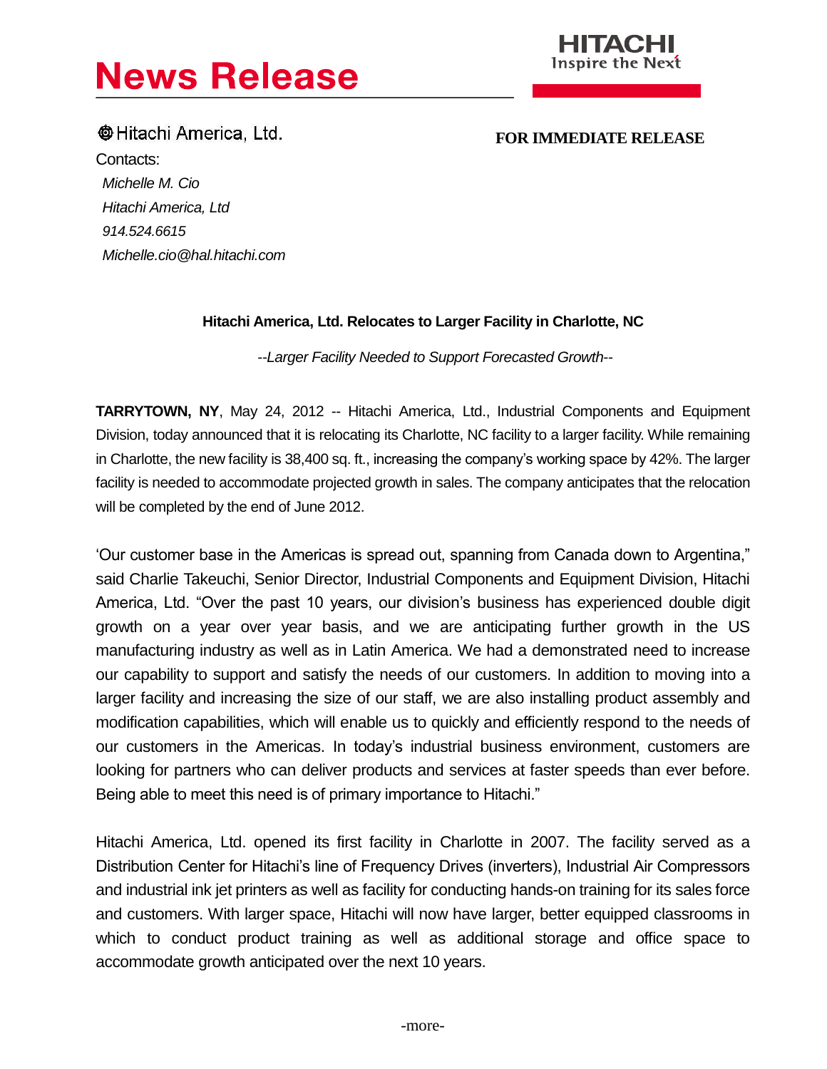# News Release

HITACHI
Inspire the Next

Hitachi America, Ltd.

**FOR IMMEDIATE RELEASE**

Contacts:
*Michelle M. Cio*
*Hitachi America, Ltd*
*914.524.6615*
*Michelle.cio@hal.hitachi.com*

**Hitachi America, Ltd. Relocates to Larger Facility in Charlotte, NC**

*--Larger Facility Needed to Support Forecasted Growth--*

**TARRYTOWN, NY**, May 24, 2012 -- Hitachi America, Ltd., Industrial Components and Equipment Division, today announced that it is relocating its Charlotte, NC facility to a larger facility. While remaining in Charlotte, the new facility is 38,400 sq. ft., increasing the company's working space by 42%. The larger facility is needed to accommodate projected growth in sales. The company anticipates that the relocation will be completed by the end of June 2012.

'Our customer base in the Americas is spread out, spanning from Canada down to Argentina," said Charlie Takeuchi, Senior Director, Industrial Components and Equipment Division, Hitachi America, Ltd. "Over the past 10 years, our division's business has experienced double digit growth on a year over year basis, and we are anticipating further growth in the US manufacturing industry as well as in Latin America. We had a demonstrated need to increase our capability to support and satisfy the needs of our customers. In addition to moving into a larger facility and increasing the size of our staff, we are also installing product assembly and modification capabilities, which will enable us to quickly and efficiently respond to the needs of our customers in the Americas. In today's industrial business environment, customers are looking for partners who can deliver products and services at faster speeds than ever before. Being able to meet this need is of primary importance to Hitachi."

Hitachi America, Ltd. opened its first facility in Charlotte in 2007. The facility served as a Distribution Center for Hitachi's line of Frequency Drives (inverters), Industrial Air Compressors and industrial ink jet printers as well as facility for conducting hands-on training for its sales force and customers. With larger space, Hitachi will now have larger, better equipped classrooms in which to conduct product training as well as additional storage and office space to accommodate growth anticipated over the next 10 years.

-more-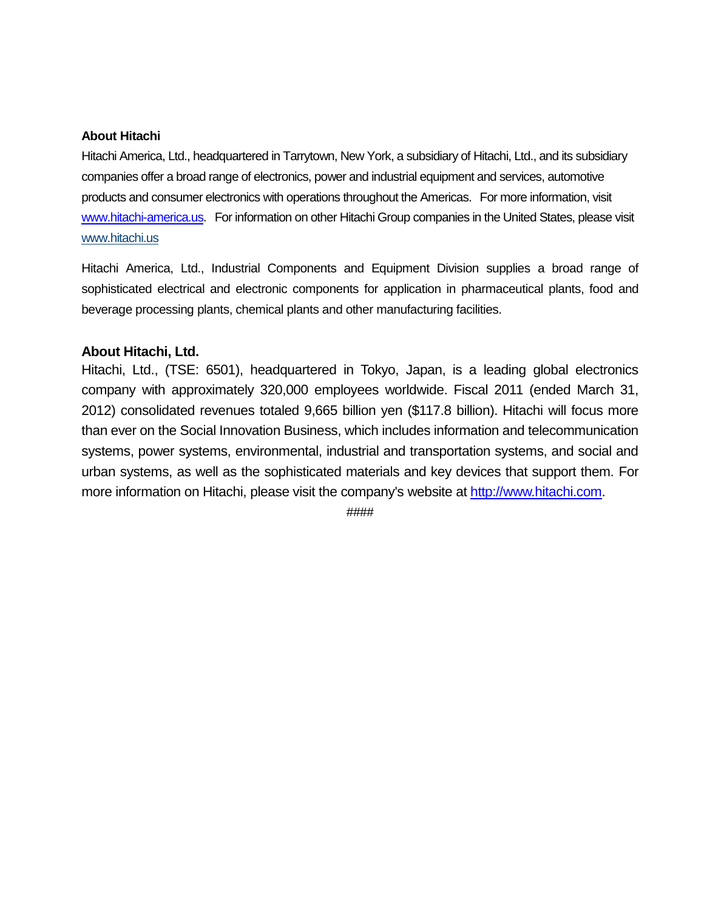**About Hitachi**

Hitachi America, Ltd., headquartered in Tarrytown, New York, a subsidiary of Hitachi, Ltd., and its subsidiary companies offer a broad range of electronics, power and industrial equipment and services, automotive products and consumer electronics with operations throughout the Americas. For more information, visit www.hitachi-america.us. For information on other Hitachi Group companies in the United States, please visit www.hitachi.us

Hitachi America, Ltd., Industrial Components and Equipment Division supplies a broad range of sophisticated electrical and electronic components for application in pharmaceutical plants, food and beverage processing plants, chemical plants and other manufacturing facilities.

**About Hitachi, Ltd.**

Hitachi, Ltd., (TSE: 6501), headquartered in Tokyo, Japan, is a leading global electronics company with approximately 320,000 employees worldwide. Fiscal 2011 (ended March 31, 2012) consolidated revenues totaled 9,665 billion yen ($117.8 billion). Hitachi will focus more than ever on the Social Innovation Business, which includes information and telecommunication systems, power systems, environmental, industrial and transportation systems, and social and urban systems, as well as the sophisticated materials and key devices that support them. For more information on Hitachi, please visit the company's website at http://www.hitachi.com.

####